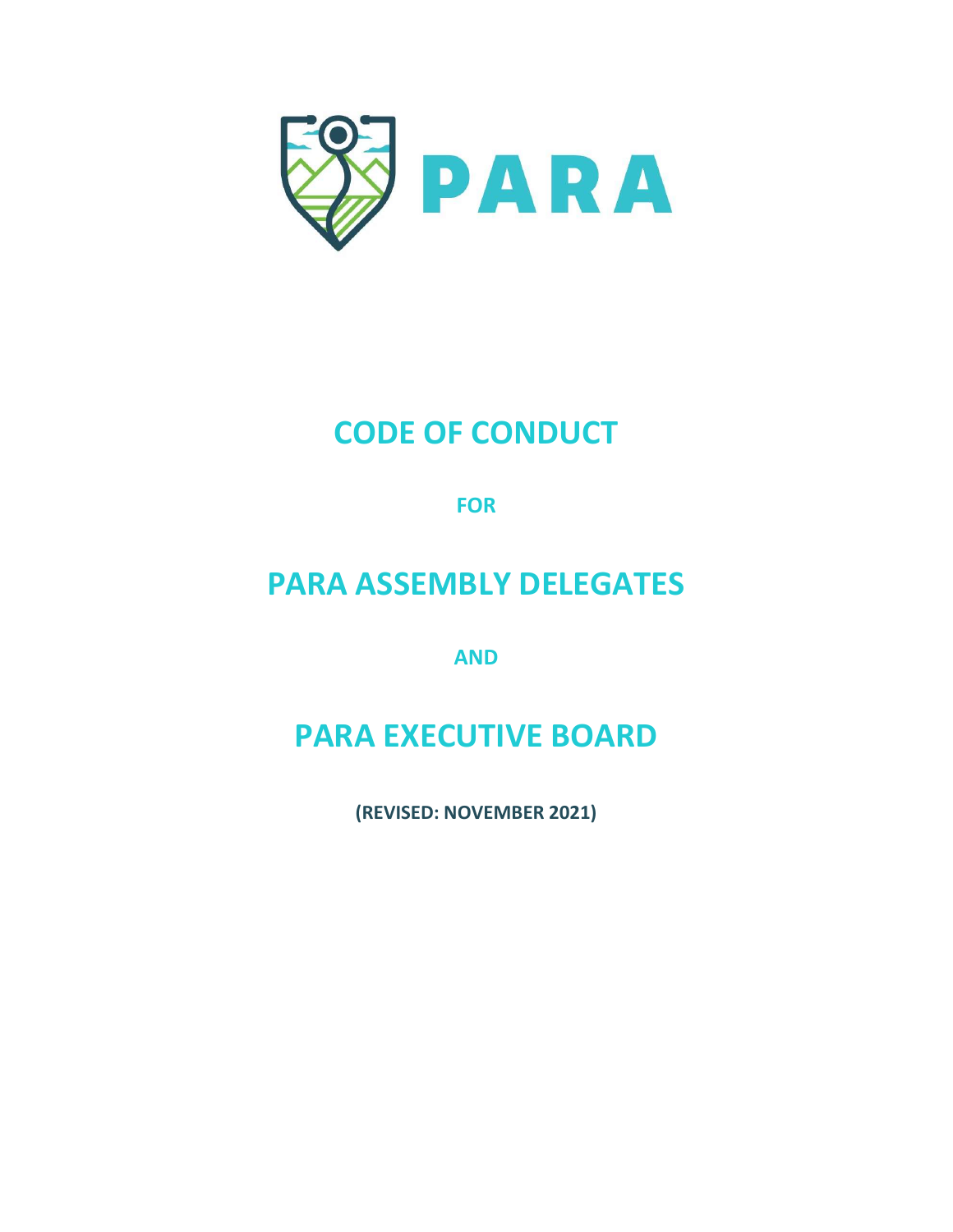PARA

# CODE OF CONDUCT

**FOR**

# PARA ASSEMBLY DELEGATES

**AND**

# PARA EXECUTIVE BOARD

**(REVISED: NOVEMBER 2021)**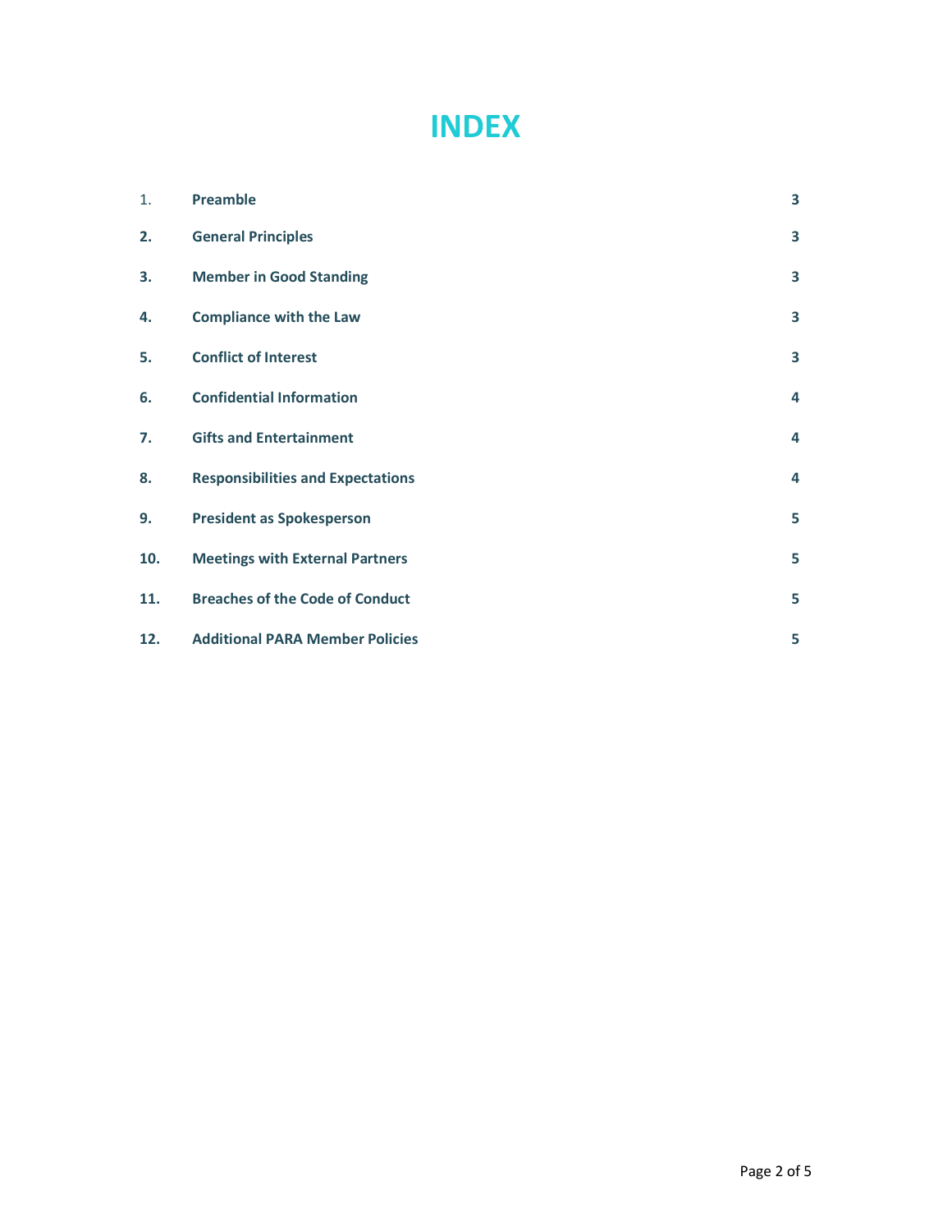# INDEX

| | | |
|---|---|---|
| 1. | **Preamble** | **3** |
| **2.** | **General Principles** | **3** |
| **3.** | **Member in Good Standing** | **3** |
| **4.** | **Compliance with the Law** | **3** |
| **5.** | **Conflict of Interest** | **3** |
| **6.** | **Confidential Information** | **4** |
| **7.** | **Gifts and Entertainment** | **4** |
| **8.** | **Responsibilities and Expectations** | **4** |
| **9.** | **President as Spokesperson** | **5** |
| **10.** | **Meetings with External Partners** | **5** |
| **11.** | **Breaches of the Code of Conduct** | **5** |
| **12.** | **Additional PARA Member Policies** | **5** |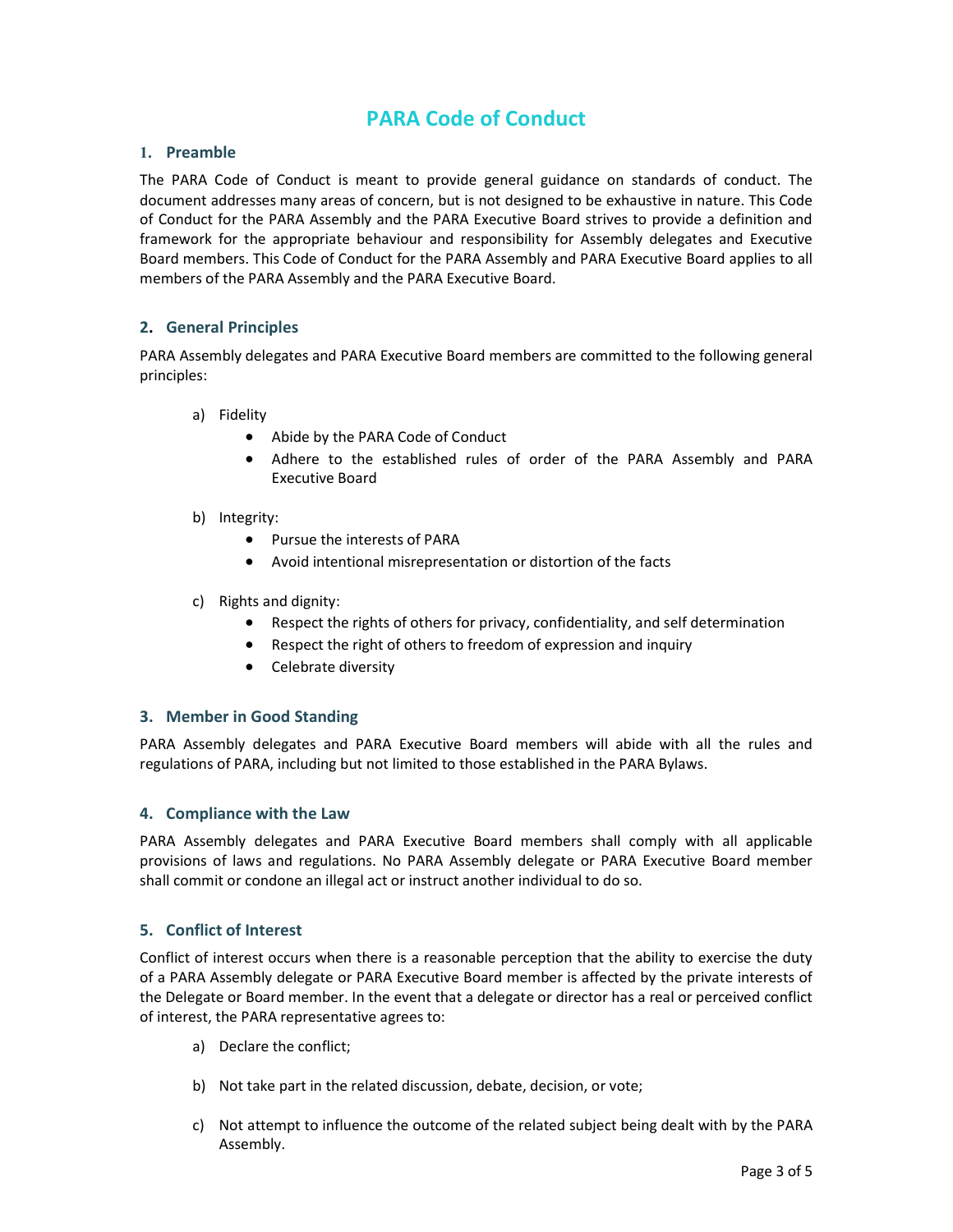# PARA Code of Conduct

## 1. Preamble

The PARA Code of Conduct is meant to provide general guidance on standards of conduct. The document addresses many areas of concern, but is not designed to be exhaustive in nature. This Code of Conduct for the PARA Assembly and the PARA Executive Board strives to provide a definition and framework for the appropriate behaviour and responsibility for Assembly delegates and Executive Board members. This Code of Conduct for the PARA Assembly and PARA Executive Board applies to all members of the PARA Assembly and the PARA Executive Board.

## 2. General Principles

PARA Assembly delegates and PARA Executive Board members are committed to the following general principles:

a) Fidelity
- Abide by the PARA Code of Conduct
- Adhere to the established rules of order of the PARA Assembly and PARA Executive Board

b) Integrity:
- Pursue the interests of PARA
- Avoid intentional misrepresentation or distortion of the facts

c) Rights and dignity:
- Respect the rights of others for privacy, confidentiality, and self determination
- Respect the right of others to freedom of expression and inquiry
- Celebrate diversity

## 3. Member in Good Standing

PARA Assembly delegates and PARA Executive Board members will abide with all the rules and regulations of PARA, including but not limited to those established in the PARA Bylaws.

## 4. Compliance with the Law

PARA Assembly delegates and PARA Executive Board members shall comply with all applicable provisions of laws and regulations. No PARA Assembly delegate or PARA Executive Board member shall commit or condone an illegal act or instruct another individual to do so.

## 5. Conflict of Interest

Conflict of interest occurs when there is a reasonable perception that the ability to exercise the duty of a PARA Assembly delegate or PARA Executive Board member is affected by the private interests of the Delegate or Board member. In the event that a delegate or director has a real or perceived conflict of interest, the PARA representative agrees to:

a) Declare the conflict;

b) Not take part in the related discussion, debate, decision, or vote;

c) Not attempt to influence the outcome of the related subject being dealt with by the PARA Assembly.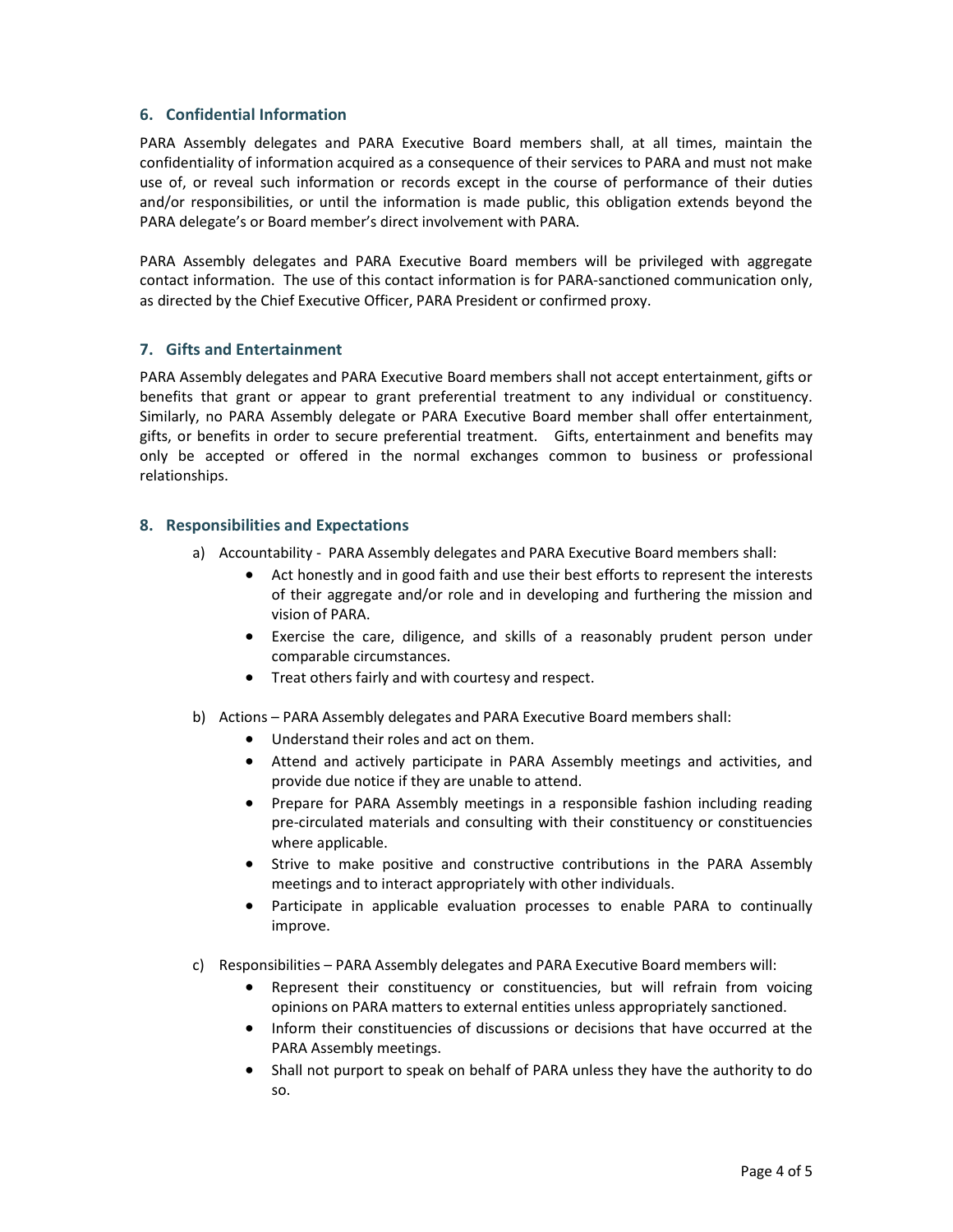## 6. Confidential Information

PARA Assembly delegates and PARA Executive Board members shall, at all times, maintain the confidentiality of information acquired as a consequence of their services to PARA and must not make use of, or reveal such information or records except in the course of performance of their duties and/or responsibilities, or until the information is made public, this obligation extends beyond the PARA delegate's or Board member's direct involvement with PARA.

PARA Assembly delegates and PARA Executive Board members will be privileged with aggregate contact information. The use of this contact information is for PARA-sanctioned communication only, as directed by the Chief Executive Officer, PARA President or confirmed proxy.

## 7. Gifts and Entertainment

PARA Assembly delegates and PARA Executive Board members shall not accept entertainment, gifts or benefits that grant or appear to grant preferential treatment to any individual or constituency. Similarly, no PARA Assembly delegate or PARA Executive Board member shall offer entertainment, gifts, or benefits in order to secure preferential treatment. Gifts, entertainment and benefits may only be accepted or offered in the normal exchanges common to business or professional relationships.

## 8. Responsibilities and Expectations

a) Accountability - PARA Assembly delegates and PARA Executive Board members shall:
   - Act honestly and in good faith and use their best efforts to represent the interests of their aggregate and/or role and in developing and furthering the mission and vision of PARA.
   - Exercise the care, diligence, and skills of a reasonably prudent person under comparable circumstances.
   - Treat others fairly and with courtesy and respect.

b) Actions – PARA Assembly delegates and PARA Executive Board members shall:
   - Understand their roles and act on them.
   - Attend and actively participate in PARA Assembly meetings and activities, and provide due notice if they are unable to attend.
   - Prepare for PARA Assembly meetings in a responsible fashion including reading pre-circulated materials and consulting with their constituency or constituencies where applicable.
   - Strive to make positive and constructive contributions in the PARA Assembly meetings and to interact appropriately with other individuals.
   - Participate in applicable evaluation processes to enable PARA to continually improve.

c) Responsibilities – PARA Assembly delegates and PARA Executive Board members will:
   - Represent their constituency or constituencies, but will refrain from voicing opinions on PARA matters to external entities unless appropriately sanctioned.
   - Inform their constituencies of discussions or decisions that have occurred at the PARA Assembly meetings.
   - Shall not purport to speak on behalf of PARA unless they have the authority to do so.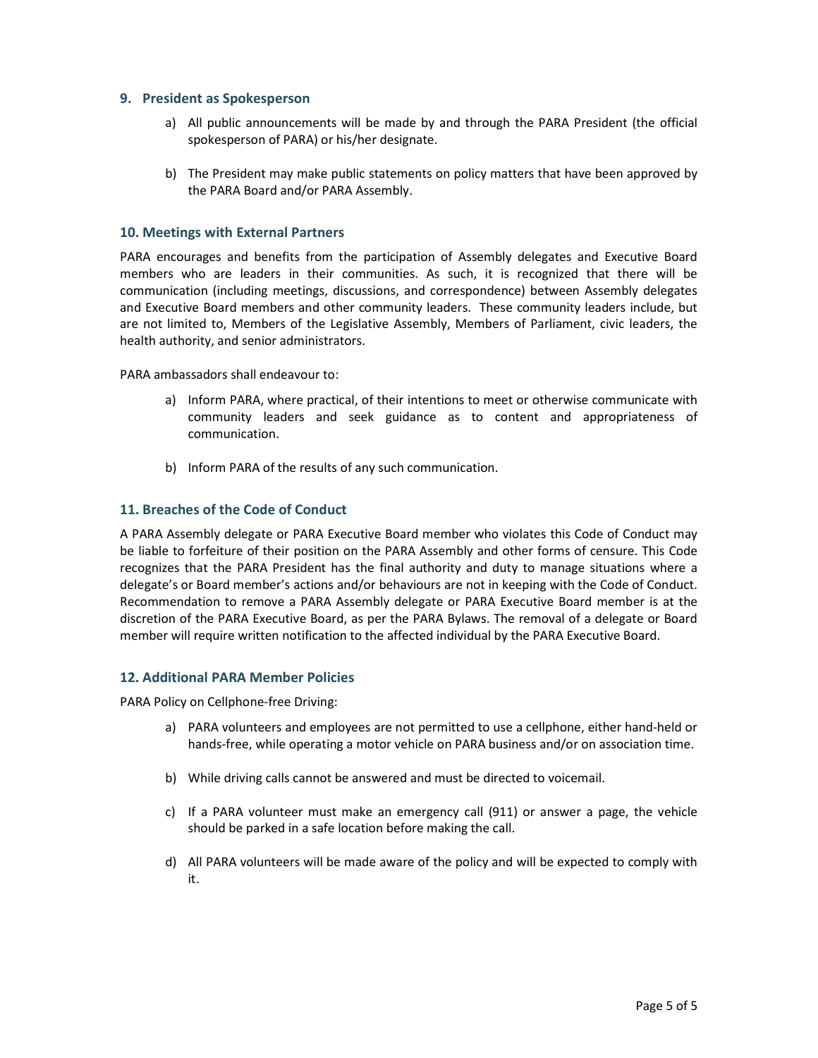## 9. President as Spokesperson

a) All public announcements will be made by and through the PARA President (the official spokesperson of PARA) or his/her designate.

b) The President may make public statements on policy matters that have been approved by the PARA Board and/or PARA Assembly.

## 10. Meetings with External Partners

PARA encourages and benefits from the participation of Assembly delegates and Executive Board members who are leaders in their communities. As such, it is recognized that there will be communication (including meetings, discussions, and correspondence) between Assembly delegates and Executive Board members and other community leaders. These community leaders include, but are not limited to, Members of the Legislative Assembly, Members of Parliament, civic leaders, the health authority, and senior administrators.

PARA ambassadors shall endeavour to:

a) Inform PARA, where practical, of their intentions to meet or otherwise communicate with community leaders and seek guidance as to content and appropriateness of communication.

b) Inform PARA of the results of any such communication.

## 11. Breaches of the Code of Conduct

A PARA Assembly delegate or PARA Executive Board member who violates this Code of Conduct may be liable to forfeiture of their position on the PARA Assembly and other forms of censure. This Code recognizes that the PARA President has the final authority and duty to manage situations where a delegate's or Board member's actions and/or behaviours are not in keeping with the Code of Conduct. Recommendation to remove a PARA Assembly delegate or PARA Executive Board member is at the discretion of the PARA Executive Board, as per the PARA Bylaws. The removal of a delegate or Board member will require written notification to the affected individual by the PARA Executive Board.

## 12. Additional PARA Member Policies

PARA Policy on Cellphone-free Driving:

a) PARA volunteers and employees are not permitted to use a cellphone, either hand-held or hands-free, while operating a motor vehicle on PARA business and/or on association time.

b) While driving calls cannot be answered and must be directed to voicemail.

c) If a PARA volunteer must make an emergency call (911) or answer a page, the vehicle should be parked in a safe location before making the call.

d) All PARA volunteers will be made aware of the policy and will be expected to comply with it.